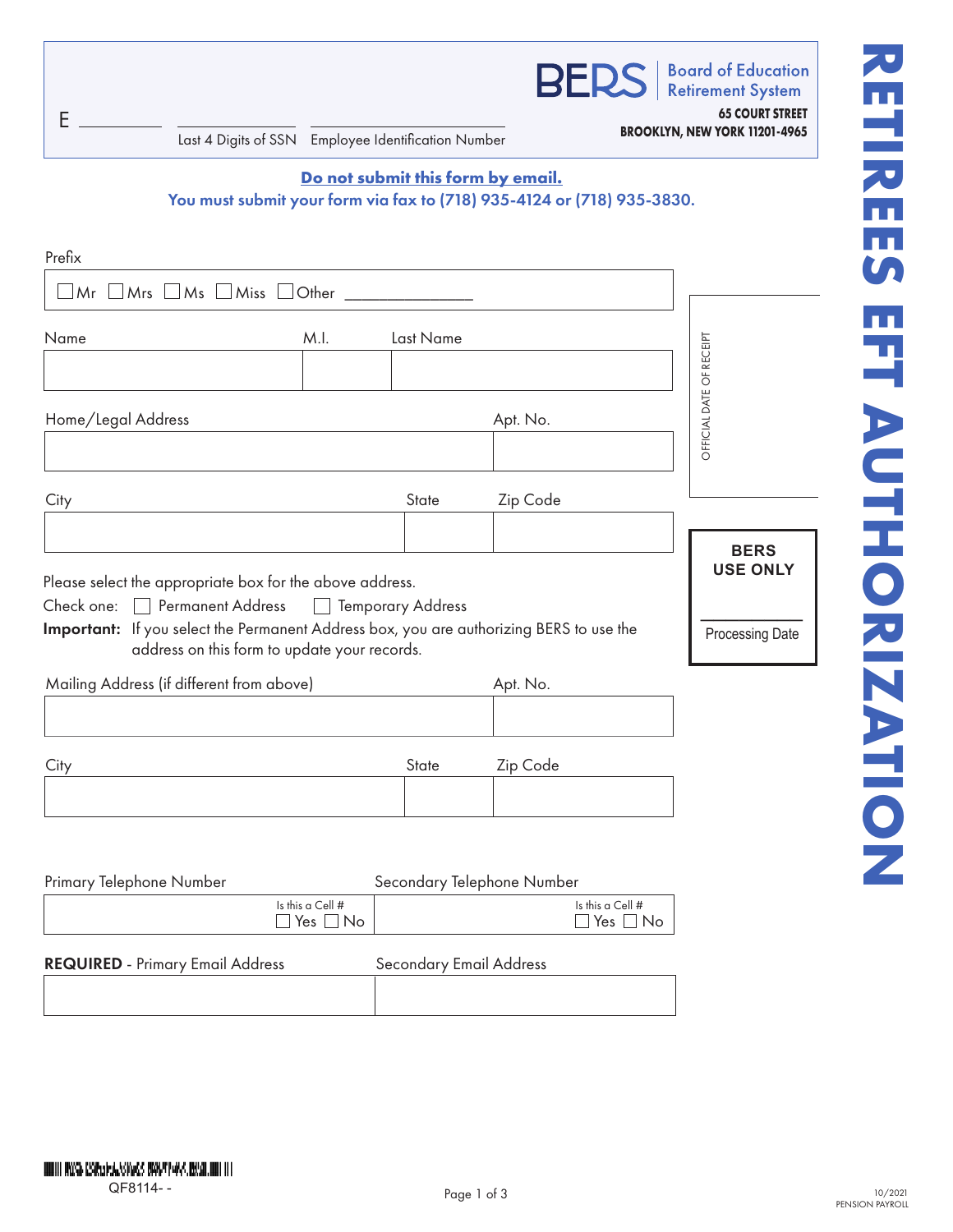# RETIREES EFT AUTHORIZATION

**BERS** | Board of Education Retirement System
**65 COURT STREET**
**BROOKLYN, NEW YORK 11201-4965**

E ________ | ________ Last 4 Digits of SSN | ________ Employee Identification Number

**Do not submit this form by email.**
**You must submit your form via fax to (718) 935-4124 or (718) 935-3830.**

Prefix

☐ Mr ☐ Mrs ☐ Ms ☐ Miss ☐ Other ____________

| Name | M.I. | Last Name |
|---|---|---|
| | | |

| Home/Legal Address | Apt. No. |
|---|---|
| | |

| City | State | Zip Code |
|---|---|---|
| | | |

Please select the appropriate box for the above address.

Check one: ☐ Permanent Address ☐ Temporary Address

**Important:** If you select the Permanent Address box, you are authorizing BERS to use the address on this form to update your records.

| Mailing Address (if different from above) | Apt. No. |
|---|---|
| | |

| City | State | Zip Code |
|---|---|---|
| | | |

| Primary Telephone Number | Secondary Telephone Number |
|---|---|
| Is this a Cell # ☐ Yes ☐ No | Is this a Cell # ☐ Yes ☐ No |

| **REQUIRED** - Primary Email Address | Secondary Email Address |
|---|---|
| | |

OFFICIAL DATE OF RECEIPT

**BERS USE ONLY**

________
Processing Date

QF8114- -

10/2021
PENSION PAYROLL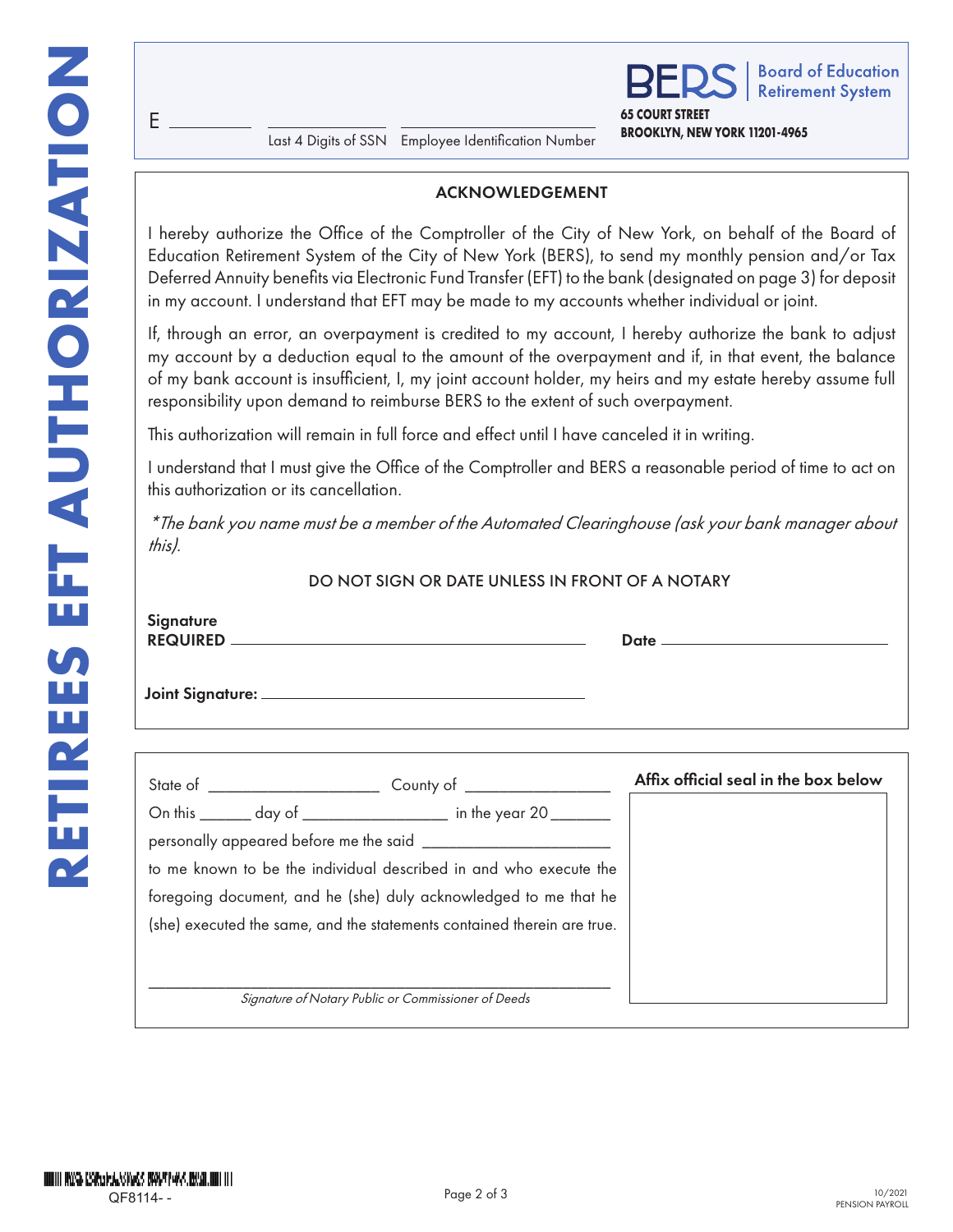# RETIREES EFT AUTHORIZATION

E __________ __________ __________

Last 4 Digits of SSN    Employee Identification Number

**BERS** | Board of Education Retirement System

**65 COURT STREET**
**BROOKLYN, NEW YORK 11201-4965**

## ACKNOWLEDGEMENT

I hereby authorize the Office of the Comptroller of the City of New York, on behalf of the Board of Education Retirement System of the City of New York (BERS), to send my monthly pension and/or Tax Deferred Annuity benefits via Electronic Fund Transfer (EFT) to the bank (designated on page 3) for deposit in my account. I understand that EFT may be made to my accounts whether individual or joint.

If, through an error, an overpayment is credited to my account, I hereby authorize the bank to adjust my account by a deduction equal to the amount of the overpayment and if, in that event, the balance of my bank account is insufficient, I, my joint account holder, my heirs and my estate hereby assume full responsibility upon demand to reimburse BERS to the extent of such overpayment.

This authorization will remain in full force and effect until I have canceled it in writing.

I understand that I must give the Office of the Comptroller and BERS a reasonable period of time to act on this authorization or its cancellation.

*\*The bank you name must be a member of the Automated Clearinghouse (ask your bank manager about this).*

DO NOT SIGN OR DATE UNLESS IN FRONT OF A NOTARY

**Signature REQUIRED** ______________________________ **Date** ____________________

**Joint Signature:** ______________________________

State of ____________________ County of ________________

On this ______ day of ________________ in the year 20_______

personally appeared before me the said ______________________

to me known to be the individual described in and who execute the foregoing document, and he (she) duly acknowledged to me that he (she) executed the same, and the statements contained therein are true.

______________________________________________________

*Signature of Notary Public or Commissioner of Deeds*

**Affix official seal in the box below**

QF8114- -

10/2021
PENSION PAYROLL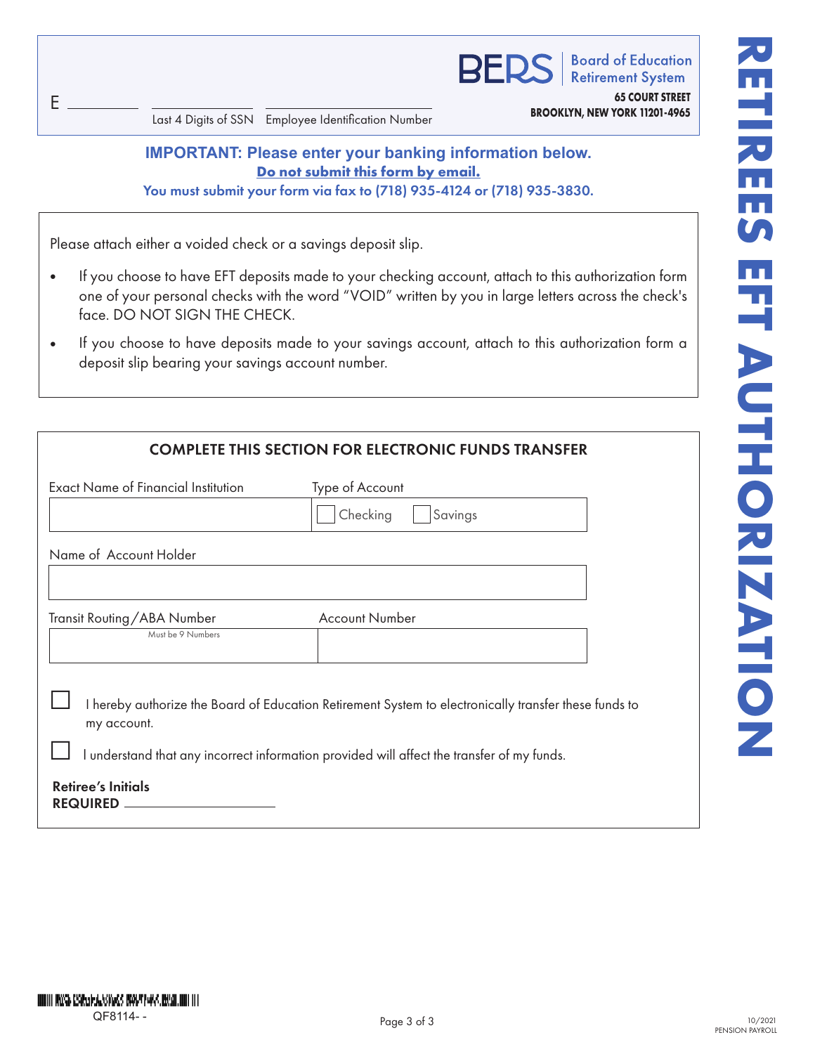# RETIREES EFT AUTHORIZATION

**BERS** | Board of Education Retirement System

**65 COURT STREET**
**BROOKLYN, NEW YORK 11201-4965**

E ______ ______ ______

Last 4 Digits of SSN    Employee Identification Number

**IMPORTANT: Please enter your banking information below.**

**Do not submit this form by email.**

**You must submit your form via fax to (718) 935-4124 or (718) 935-3830.**

Please attach either a voided check or a savings deposit slip.

- If you choose to have EFT deposits made to your checking account, attach to this authorization form one of your personal checks with the word "VOID" written by you in large letters across the check's face. DO NOT SIGN THE CHECK.
- If you choose to have deposits made to your savings account, attach to this authorization form a deposit slip bearing your savings account number.

## COMPLETE THIS SECTION FOR ELECTRONIC FUNDS TRANSFER

| Exact Name of Financial Institution | Type of Account |
|---|---|
| | ☐ Checking ☐ Savings |

Name of Account Holder

______

| Transit Routing/ABA Number | Account Number |
|---|---|
| Must be 9 Numbers | |

☐ I hereby authorize the Board of Education Retirement System to electronically transfer these funds to my account.

☐ I understand that any incorrect information provided will affect the transfer of my funds.

**Retiree's Initials**
**REQUIRED** ______

QF8114- -

10/2021
PENSION PAYROLL